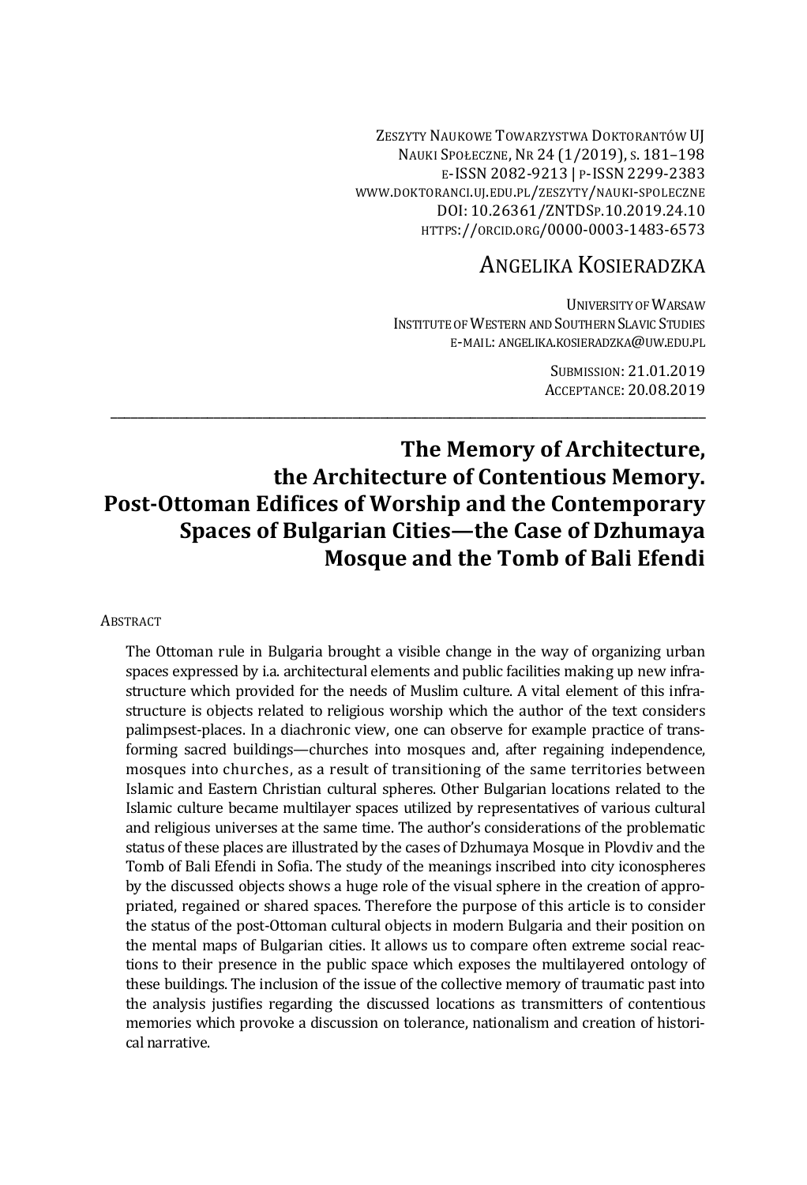Zeszyty Naukowe Towarzystwa Doktorantów UJ
Nauki Społeczne, Nr 24 (1/2019), s. 181–198
e-ISSN 2082-9213 | p-ISSN 2299-2383
www.doktoranci.uj.edu.pl/zeszyty/nauki-spoleczne
DOI: 10.26361/ZNTDSp.10.2019.24.10
https://orcid.org/0000-0003-1483-6573

Angelika Kosieradzka

University of Warsaw
Institute of Western and Southern Slavic Studies
e-mail: angelika.kosieradzka@uw.edu.pl

Submission: 21.01.2019
Acceptance: 20.08.2019

# The Memory of Architecture, the Architecture of Contentious Memory. Post-Ottoman Edifices of Worship and the Contemporary Spaces of Bulgarian Cities—the Case of Dzhumaya Mosque and the Tomb of Bali Efendi

## Abstract

The Ottoman rule in Bulgaria brought a visible change in the way of organizing urban spaces expressed by i.a. architectural elements and public facilities making up new infrastructure which provided for the needs of Muslim culture. A vital element of this infrastructure is objects related to religious worship which the author of the text considers palimpsest-places. In a diachronic view, one can observe for example practice of transforming sacred buildings—churches into mosques and, after regaining independence, mosques into churches, as a result of transitioning of the same territories between Islamic and Eastern Christian cultural spheres. Other Bulgarian locations related to the Islamic culture became multilayer spaces utilized by representatives of various cultural and religious universes at the same time. The author's considerations of the problematic status of these places are illustrated by the cases of Dzhumaya Mosque in Plovdiv and the Tomb of Bali Efendi in Sofia. The study of the meanings inscribed into city iconospheres by the discussed objects shows a huge role of the visual sphere in the creation of appropriated, regained or shared spaces. Therefore the purpose of this article is to consider the status of the post-Ottoman cultural objects in modern Bulgaria and their position on the mental maps of Bulgarian cities. It allows us to compare often extreme social reactions to their presence in the public space which exposes the multilayered ontology of these buildings. The inclusion of the issue of the collective memory of traumatic past into the analysis justifies regarding the discussed locations as transmitters of contentious memories which provoke a discussion on tolerance, nationalism and creation of historical narrative.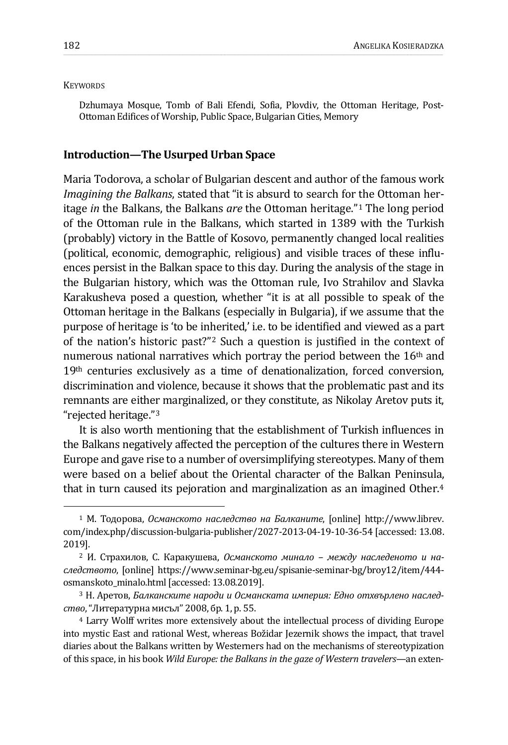KEYWORDS

Dzhumaya Mosque, Tomb of Bali Efendi, Sofia, Plovdiv, the Ottoman Heritage, Post-Ottoman Edifices of Worship, Public Space, Bulgarian Cities, Memory

## Introduction—The Usurped Urban Space

Maria Todorova, a scholar of Bulgarian descent and author of the famous work *Imagining the Balkans*, stated that "it is absurd to search for the Ottoman heritage *in* the Balkans, the Balkans *are* the Ottoman heritage."[1] The long period of the Ottoman rule in the Balkans, which started in 1389 with the Turkish (probably) victory in the Battle of Kosovo, permanently changed local realities (political, economic, demographic, religious) and visible traces of these influences persist in the Balkan space to this day. During the analysis of the stage in the Bulgarian history, which was the Ottoman rule, Ivo Strahilov and Slavka Karakusheva posed a question, whether "it is at all possible to speak of the Ottoman heritage in the Balkans (especially in Bulgaria), if we assume that the purpose of heritage is 'to be inherited,' i.e. to be identified and viewed as a part of the nation's historic past?"[2] Such a question is justified in the context of numerous national narratives which portray the period between the 16th and 19th centuries exclusively as a time of denationalization, forced conversion, discrimination and violence, because it shows that the problematic past and its remnants are either marginalized, or they constitute, as Nikolay Aretov puts it, "rejected heritage."[3]

It is also worth mentioning that the establishment of Turkish influences in the Balkans negatively affected the perception of the cultures there in Western Europe and gave rise to a number of oversimplifying stereotypes. Many of them were based on a belief about the Oriental character of the Balkan Peninsula, that in turn caused its pejoration and marginalization as an imagined Other.[4]

---

[1] М. Тодорова, *Османското наследство на Балканите*, [online] http://www.librev.com/index.php/discussion-bulgaria-publisher/2027-2013-04-19-10-36-54 [accessed: 13.08.2019].

[2] И. Страхилов, С. Каракушева, *Османското минало – между наследеното и наследството*, [online] https://www.seminar-bg.eu/spisanie-seminar-bg/broy12/item/444-osmanskoto_minalo.html [accessed: 13.08.2019].

[3] Н. Аретов, *Балканските народи и Османската империя: Едно отхвърлено наследство*, "Литературна мисъл" 2008, бр. 1, p. 55.

[4] Larry Wolff writes more extensively about the intellectual process of dividing Europe into mystic East and rational West, whereas Božidar Jezernik shows the impact, that travel diaries about the Balkans written by Westerners had on the mechanisms of stereotypization of this space, in his book *Wild Europe: the Balkans in the gaze of Western travelers*—an exten-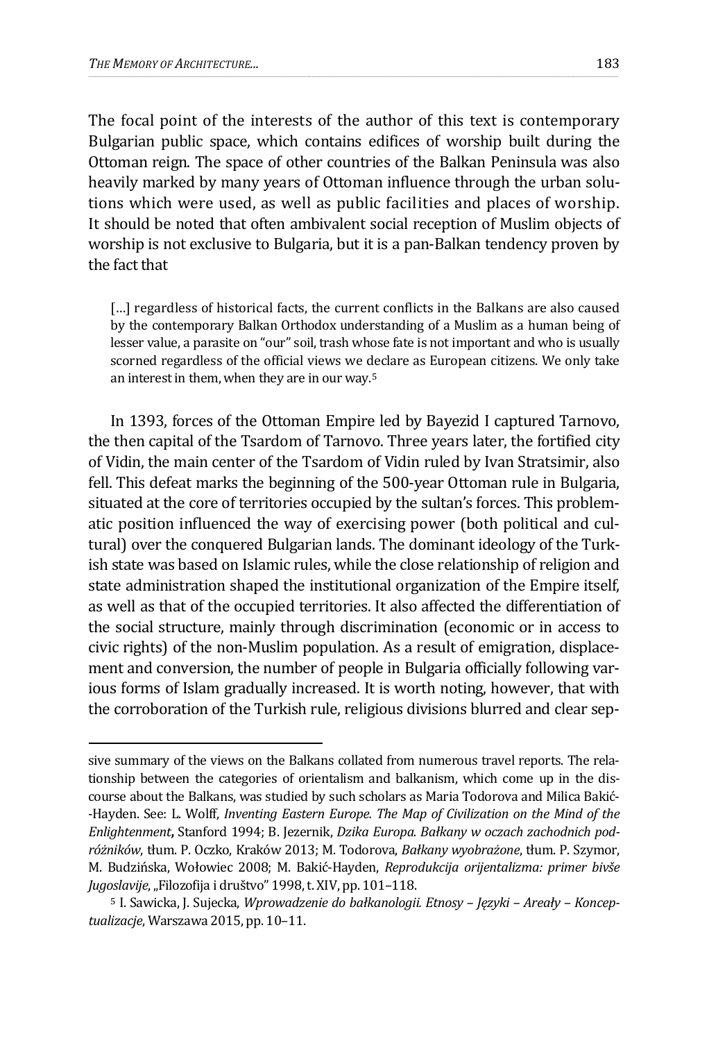The focal point of the interests of the author of this text is contemporary Bulgarian public space, which contains edifices of worship built during the Ottoman reign. The space of other countries of the Balkan Peninsula was also heavily marked by many years of Ottoman influence through the urban solutions which were used, as well as public facilities and places of worship. It should be noted that often ambivalent social reception of Muslim objects of worship is not exclusive to Bulgaria, but it is a pan-Balkan tendency proven by the fact that

> […] regardless of historical facts, the current conflicts in the Balkans are also caused by the contemporary Balkan Orthodox understanding of a Muslim as a human being of lesser value, a parasite on "our" soil, trash whose fate is not important and who is usually scorned regardless of the official views we declare as European citizens. We only take an interest in them, when they are in our way.[5]

In 1393, forces of the Ottoman Empire led by Bayezid I captured Tarnovo, the then capital of the Tsardom of Tarnovo. Three years later, the fortified city of Vidin, the main center of the Tsardom of Vidin ruled by Ivan Stratsimir, also fell. This defeat marks the beginning of the 500-year Ottoman rule in Bulgaria, situated at the core of territories occupied by the sultan's forces. This problematic position influenced the way of exercising power (both political and cultural) over the conquered Bulgarian lands. The dominant ideology of the Turkish state was based on Islamic rules, while the close relationship of religion and state administration shaped the institutional organization of the Empire itself, as well as that of the occupied territories. It also affected the differentiation of the social structure, mainly through discrimination (economic or in access to civic rights) of the non-Muslim population. As a result of emigration, displacement and conversion, the number of people in Bulgaria officially following various forms of Islam gradually increased. It is worth noting, however, that with the corroboration of the Turkish rule, religious divisions blurred and clear sep-

---

sive summary of the views on the Balkans collated from numerous travel reports. The relationship between the categories of orientalism and balkanism, which come up in the discourse about the Balkans, was studied by such scholars as Maria Todorova and Milica Bakić-Hayden. See: L. Wolff, *Inventing Eastern Europe. The Map of Civilization on the Mind of the Enlightenment*, Stanford 1994; B. Jezernik, *Dzika Europa. Bałkany w oczach zachodnich podróżników*, tłum. P. Oczko, Kraków 2013; M. Todorova, *Bałkany wyobrażone*, tłum. P. Szymor, M. Budzińska, Wołowiec 2008; M. Bakić-Hayden, *Reprodukcija orijentalizma: primer bivše Jugoslavije*, „Filozofija i društvo" 1998, t. XIV, pp. 101–118.

[5] I. Sawicka, J. Sujecka, *Wprowadzenie do bałkanologii. Etnosy – Języki – Areały – Konceptualizacje*, Warszawa 2015, pp. 10–11.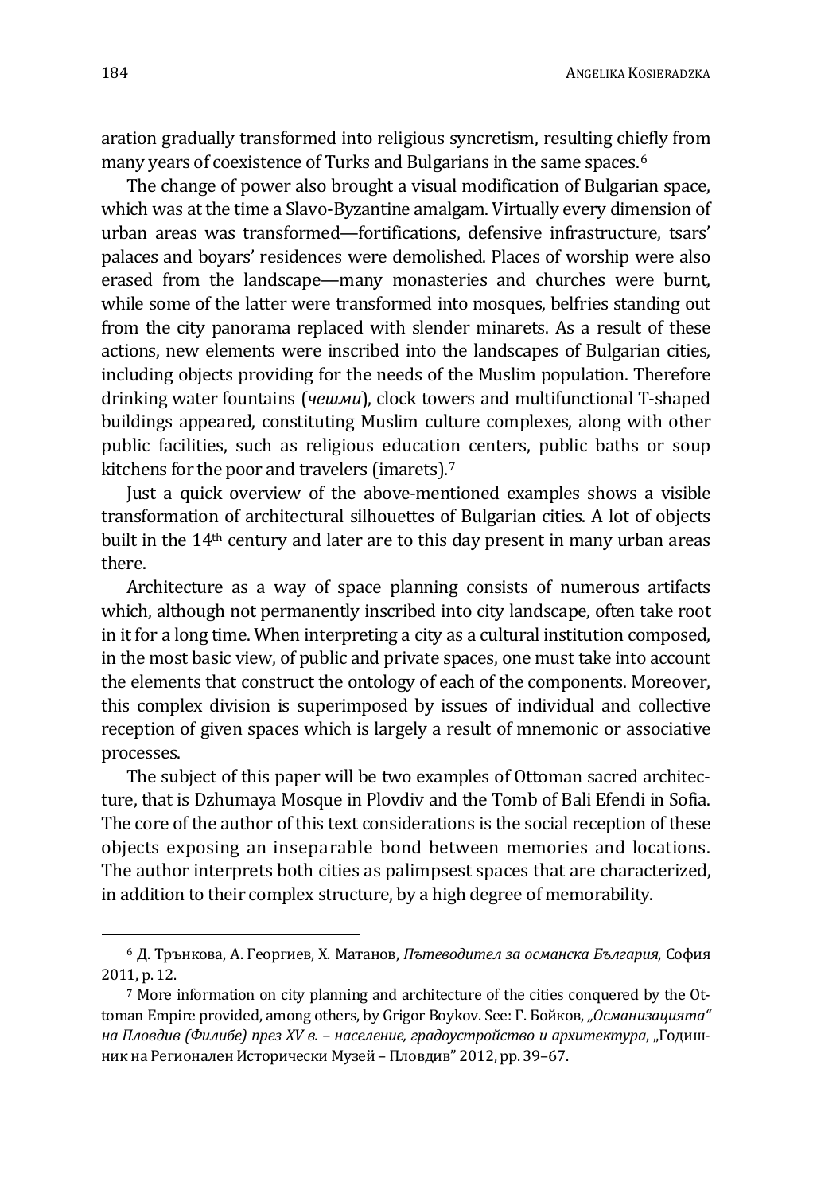aration gradually transformed into religious syncretism, resulting chiefly from many years of coexistence of Turks and Bulgarians in the same spaces.[6]

The change of power also brought a visual modification of Bulgarian space, which was at the time a Slavo-Byzantine amalgam. Virtually every dimension of urban areas was transformed—fortifications, defensive infrastructure, tsars' palaces and boyars' residences were demolished. Places of worship were also erased from the landscape—many monasteries and churches were burnt, while some of the latter were transformed into mosques, belfries standing out from the city panorama replaced with slender minarets. As a result of these actions, new elements were inscribed into the landscapes of Bulgarian cities, including objects providing for the needs of the Muslim population. Therefore drinking water fountains (*чешми*), clock towers and multifunctional T-shaped buildings appeared, constituting Muslim culture complexes, along with other public facilities, such as religious education centers, public baths or soup kitchens for the poor and travelers (imarets).[7]

Just a quick overview of the above-mentioned examples shows a visible transformation of architectural silhouettes of Bulgarian cities. A lot of objects built in the 14th century and later are to this day present in many urban areas there.

Architecture as a way of space planning consists of numerous artifacts which, although not permanently inscribed into city landscape, often take root in it for a long time. When interpreting a city as a cultural institution composed, in the most basic view, of public and private spaces, one must take into account the elements that construct the ontology of each of the components. Moreover, this complex division is superimposed by issues of individual and collective reception of given spaces which is largely a result of mnemonic or associative processes.

The subject of this paper will be two examples of Ottoman sacred architecture, that is Dzhumaya Mosque in Plovdiv and the Tomb of Bali Efendi in Sofia. The core of the author of this text considerations is the social reception of these objects exposing an inseparable bond between memories and locations. The author interprets both cities as palimpsest spaces that are characterized, in addition to their complex structure, by a high degree of memorability.

---

[6] Д. Трънкова, А. Георгиев, Х. Матанов, *Пътеводител за османска България*, София 2011, p. 12.

[7] More information on city planning and architecture of the cities conquered by the Ottoman Empire provided, among others, by Grigor Boykov. See: Г. Бойков, *„Османизацията" на Пловдив (Филибе) през XV в. – население, градоустройство и архитектура*, „Годишник на Регионален Исторически Музей – Пловдив" 2012, pp. 39–67.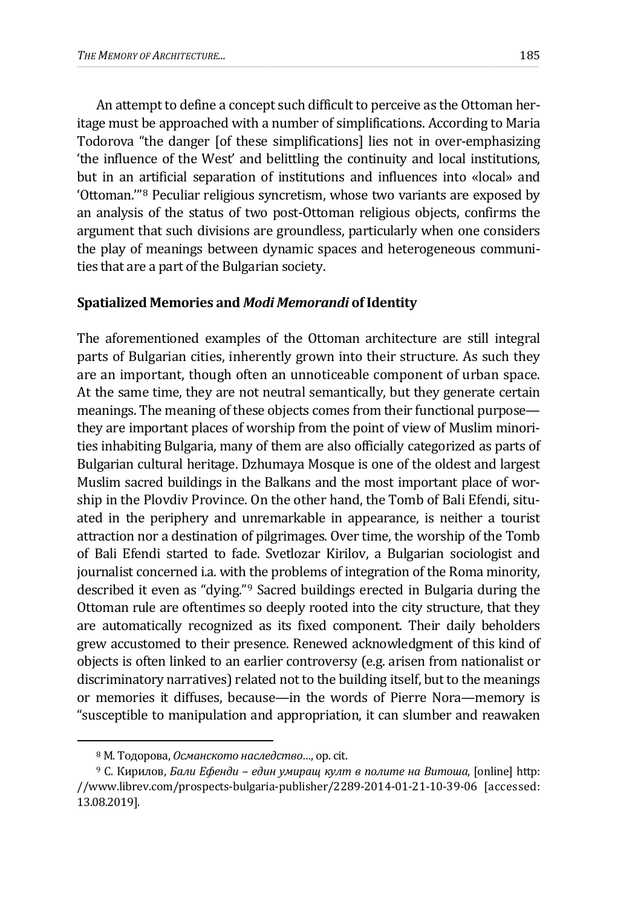An attempt to define a concept such difficult to perceive as the Ottoman heritage must be approached with a number of simplifications. According to Maria Todorova "the danger [of these simplifications] lies not in over-emphasizing 'the influence of the West' and belittling the continuity and local institutions, but in an artificial separation of institutions and influences into «local» and 'Ottoman.'"[8] Peculiar religious syncretism, whose two variants are exposed by an analysis of the status of two post-Ottoman religious objects, confirms the argument that such divisions are groundless, particularly when one considers the play of meanings between dynamic spaces and heterogeneous communities that are a part of the Bulgarian society.

## Spatialized Memories and *Modi Memorandi* of Identity

The aforementioned examples of the Ottoman architecture are still integral parts of Bulgarian cities, inherently grown into their structure. As such they are an important, though often an unnoticeable component of urban space. At the same time, they are not neutral semantically, but they generate certain meanings. The meaning of these objects comes from their functional purpose—they are important places of worship from the point of view of Muslim minorities inhabiting Bulgaria, many of them are also officially categorized as parts of Bulgarian cultural heritage. Dzhumaya Mosque is one of the oldest and largest Muslim sacred buildings in the Balkans and the most important place of worship in the Plovdiv Province. On the other hand, the Tomb of Bali Efendi, situated in the periphery and unremarkable in appearance, is neither a tourist attraction nor a destination of pilgrimages. Over time, the worship of the Tomb of Bali Efendi started to fade. Svetlozar Kirilov, a Bulgarian sociologist and journalist concerned i.a. with the problems of integration of the Roma minority, described it even as "dying."[9] Sacred buildings erected in Bulgaria during the Ottoman rule are oftentimes so deeply rooted into the city structure, that they are automatically recognized as its fixed component. Their daily beholders grew accustomed to their presence. Renewed acknowledgment of this kind of objects is often linked to an earlier controversy (e.g. arisen from nationalist or discriminatory narratives) related not to the building itself, but to the meanings or memories it diffuses, because—in the words of Pierre Nora—memory is "susceptible to manipulation and appropriation, it can slumber and reawaken

[8] М. Тодорова, *Османското наследство…*, op. cit.

[9] С. Кирилов, *Бали Ефенди – един умиращ култ в полите на Витоша*, [online] http://www.librev.com/prospects-bulgaria-publisher/2289-2014-01-21-10-39-06 [accessed: 13.08.2019].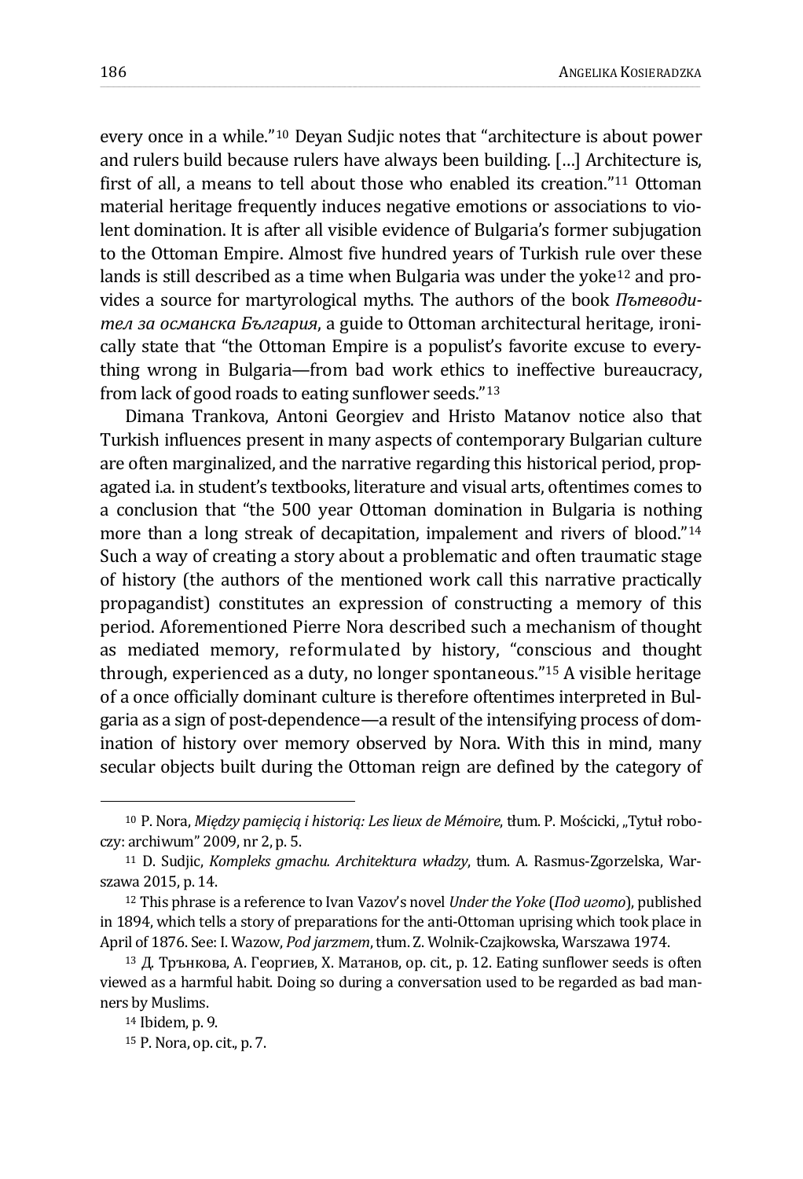every once in a while."[10] Deyan Sudjic notes that "architecture is about power and rulers build because rulers have always been building. […] Architecture is, first of all, a means to tell about those who enabled its creation."[11] Ottoman material heritage frequently induces negative emotions or associations to violent domination. It is after all visible evidence of Bulgaria's former subjugation to the Ottoman Empire. Almost five hundred years of Turkish rule over these lands is still described as a time when Bulgaria was under the yoke[12] and provides a source for martyrological myths. The authors of the book *Пътеводител за османска България*, a guide to Ottoman architectural heritage, ironically state that "the Ottoman Empire is a populist's favorite excuse to everything wrong in Bulgaria—from bad work ethics to ineffective bureaucracy, from lack of good roads to eating sunflower seeds."[13]

Dimana Trankova, Antoni Georgiev and Hristo Matanov notice also that Turkish influences present in many aspects of contemporary Bulgarian culture are often marginalized, and the narrative regarding this historical period, propagated i.a. in student's textbooks, literature and visual arts, oftentimes comes to a conclusion that "the 500 year Ottoman domination in Bulgaria is nothing more than a long streak of decapitation, impalement and rivers of blood."[14] Such a way of creating a story about a problematic and often traumatic stage of history (the authors of the mentioned work call this narrative practically propagandist) constitutes an expression of constructing a memory of this period. Aforementioned Pierre Nora described such a mechanism of thought as mediated memory, reformulated by history, "conscious and thought through, experienced as a duty, no longer spontaneous."[15] A visible heritage of a once officially dominant culture is therefore oftentimes interpreted in Bulgaria as a sign of post-dependence—a result of the intensifying process of domination of history over memory observed by Nora. With this in mind, many secular objects built during the Ottoman reign are defined by the category of

---

[10] P. Nora, *Między pamięcią i historią: Les lieux de Mémoire*, tłum. P. Mościcki, „Tytuł roboczy: archiwum" 2009, nr 2, p. 5.

[11] D. Sudjic, *Kompleks gmachu. Architektura władzy*, tłum. A. Rasmus-Zgorzelska, Warszawa 2015, p. 14.

[12] This phrase is a reference to Ivan Vazov's novel *Under the Yoke* (*Под игото*), published in 1894, which tells a story of preparations for the anti-Ottoman uprising which took place in April of 1876. See: I. Wazow, *Pod jarzmem*, tłum. Z. Wolnik-Czajkowska, Warszawa 1974.

[13] Д. Тръпкова, А. Георгиев, Х. Матанов, op. cit., p. 12. Eating sunflower seeds is often viewed as a harmful habit. Doing so during a conversation used to be regarded as bad manners by Muslims.

[14] Ibidem, p. 9.

[15] P. Nora, op. cit., p. 7.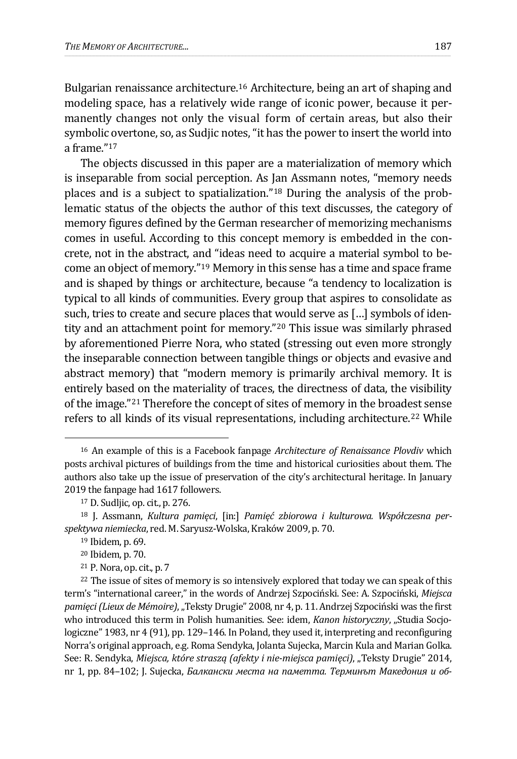Bulgarian renaissance architecture.[16] Architecture, being an art of shaping and modeling space, has a relatively wide range of iconic power, because it permanently changes not only the visual form of certain areas, but also their symbolic overtone, so, as Sudjic notes, "it has the power to insert the world into a frame."[17]

The objects discussed in this paper are a materialization of memory which is inseparable from social perception. As Jan Assmann notes, "memory needs places and is a subject to spatialization."[18] During the analysis of the problematic status of the objects the author of this text discusses, the category of memory figures defined by the German researcher of memorizing mechanisms comes in useful. According to this concept memory is embedded in the concrete, not in the abstract, and "ideas need to acquire a material symbol to become an object of memory."[19] Memory in this sense has a time and space frame and is shaped by things or architecture, because "a tendency to localization is typical to all kinds of communities. Every group that aspires to consolidate as such, tries to create and secure places that would serve as […] symbols of identity and an attachment point for memory."[20] This issue was similarly phrased by aforementioned Pierre Nora, who stated (stressing out even more strongly the inseparable connection between tangible things or objects and evasive and abstract memory) that "modern memory is primarily archival memory. It is entirely based on the materiality of traces, the directness of data, the visibility of the image."[21] Therefore the concept of sites of memory in the broadest sense refers to all kinds of its visual representations, including architecture.[22] While

---

[16] An example of this is a Facebook fanpage *Architecture of Renaissance Plovdiv* which posts archival pictures of buildings from the time and historical curiosities about them. The authors also take up the issue of preservation of the city's architectural heritage. In January 2019 the fanpage had 1617 followers.

[17] D. Sudljic, op. cit., p. 276.

[18] J. Assmann, *Kultura pamięci*, [in:] *Pamięć zbiorowa i kulturowa. Współczesna perspektywa niemiecka*, red. M. Saryusz-Wolska, Kraków 2009, p. 70.

[19] Ibidem, p. 69.

[20] Ibidem, p. 70.

[21] P. Nora, op. cit., p. 7

[22] The issue of sites of memory is so intensively explored that today we can speak of this term's "international career," in the words of Andrzej Szpociński. See: A. Szpociński, *Miejsca pamięci (Lieux de Mémoire)*, „Teksty Drugie" 2008, nr 4, p. 11. Andrzej Szpociński was the first who introduced this term in Polish humanities. See: idem, *Kanon historyczny*, „Studia Socjologiczne" 1983, nr 4 (91), pp. 129–146. In Poland, they used it, interpreting and reconfiguring Norra's original approach, e.g. Roma Sendyka, Jolanta Sujecka, Marcin Kula and Marian Golka. See: R. Sendyka, *Miejsca, które straszą (afekty i nie-miejsca pamięci)*, „Teksty Drugie" 2014, nr 1, pp. 84–102; J. Sujecka, *Балкански места на паметта. Терминът Македония и об-*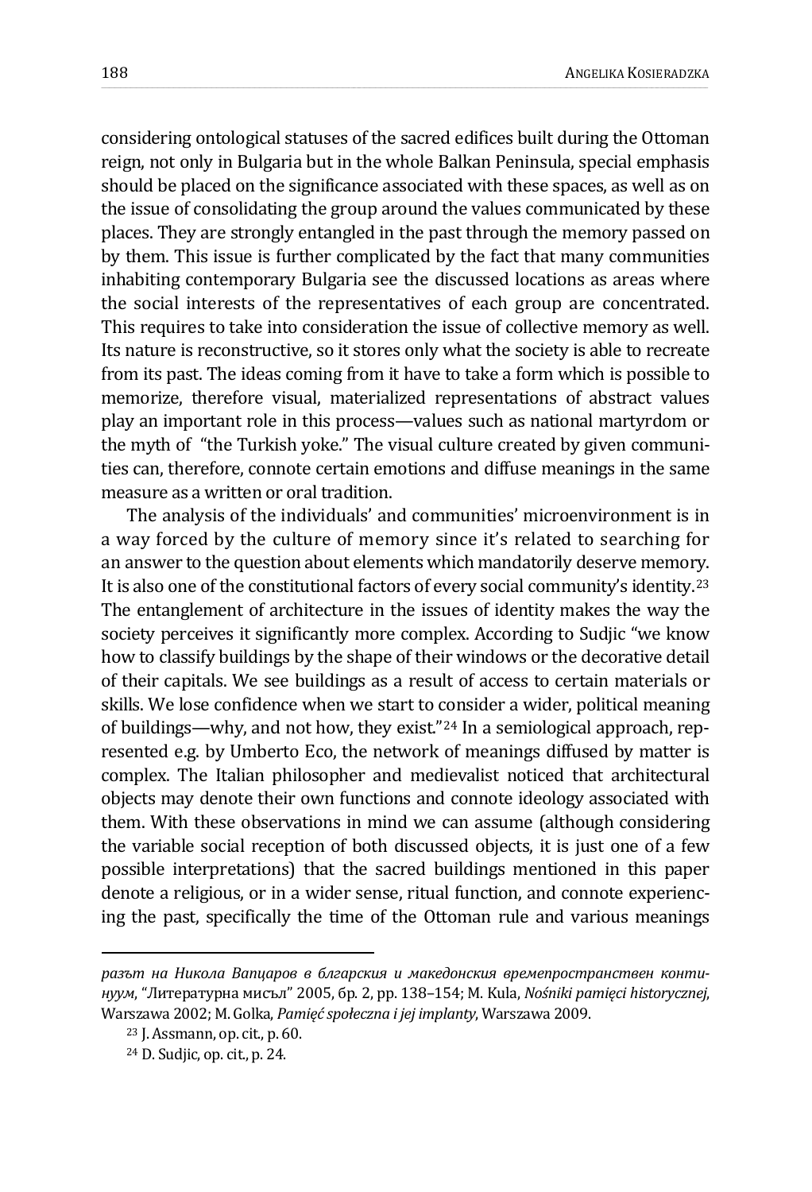considering ontological statuses of the sacred edifices built during the Ottoman reign, not only in Bulgaria but in the whole Balkan Peninsula, special emphasis should be placed on the significance associated with these spaces, as well as on the issue of consolidating the group around the values communicated by these places. They are strongly entangled in the past through the memory passed on by them. This issue is further complicated by the fact that many communities inhabiting contemporary Bulgaria see the discussed locations as areas where the social interests of the representatives of each group are concentrated. This requires to take into consideration the issue of collective memory as well. Its nature is reconstructive, so it stores only what the society is able to recreate from its past. The ideas coming from it have to take a form which is possible to memorize, therefore visual, materialized representations of abstract values play an important role in this process—values such as national martyrdom or the myth of "the Turkish yoke." The visual culture created by given communities can, therefore, connote certain emotions and diffuse meanings in the same measure as a written or oral tradition.

The analysis of the individuals' and communities' microenvironment is in a way forced by the culture of memory since it's related to searching for an answer to the question about elements which mandatorily deserve memory. It is also one of the constitutional factors of every social community's identity.[23] The entanglement of architecture in the issues of identity makes the way the society perceives it significantly more complex. According to Sudjic "we know how to classify buildings by the shape of their windows or the decorative detail of their capitals. We see buildings as a result of access to certain materials or skills. We lose confidence when we start to consider a wider, political meaning of buildings—why, and not how, they exist."[24] In a semiological approach, represented e.g. by Umberto Eco, the network of meanings diffused by matter is complex. The Italian philosopher and medievalist noticed that architectural objects may denote their own functions and connote ideology associated with them. With these observations in mind we can assume (although considering the variable social reception of both discussed objects, it is just one of a few possible interpretations) that the sacred buildings mentioned in this paper denote a religious, or in a wider sense, ritual function, and connote experiencing the past, specifically the time of the Ottoman rule and various meanings

---

*разът на Никола Вапцаров в бл̀гарския и македонския времепространствен континуум*, "Литературна мисъл" 2005, бр. 2, pp. 138–154; M. Kula, *Nośniki pamięci historycznej*, Warszawa 2002; M. Golka, *Pamięć społeczna i jej implanty*, Warszawa 2009.

[23] J. Assmann, op. cit., p. 60.

[24] D. Sudjic, op. cit., p. 24.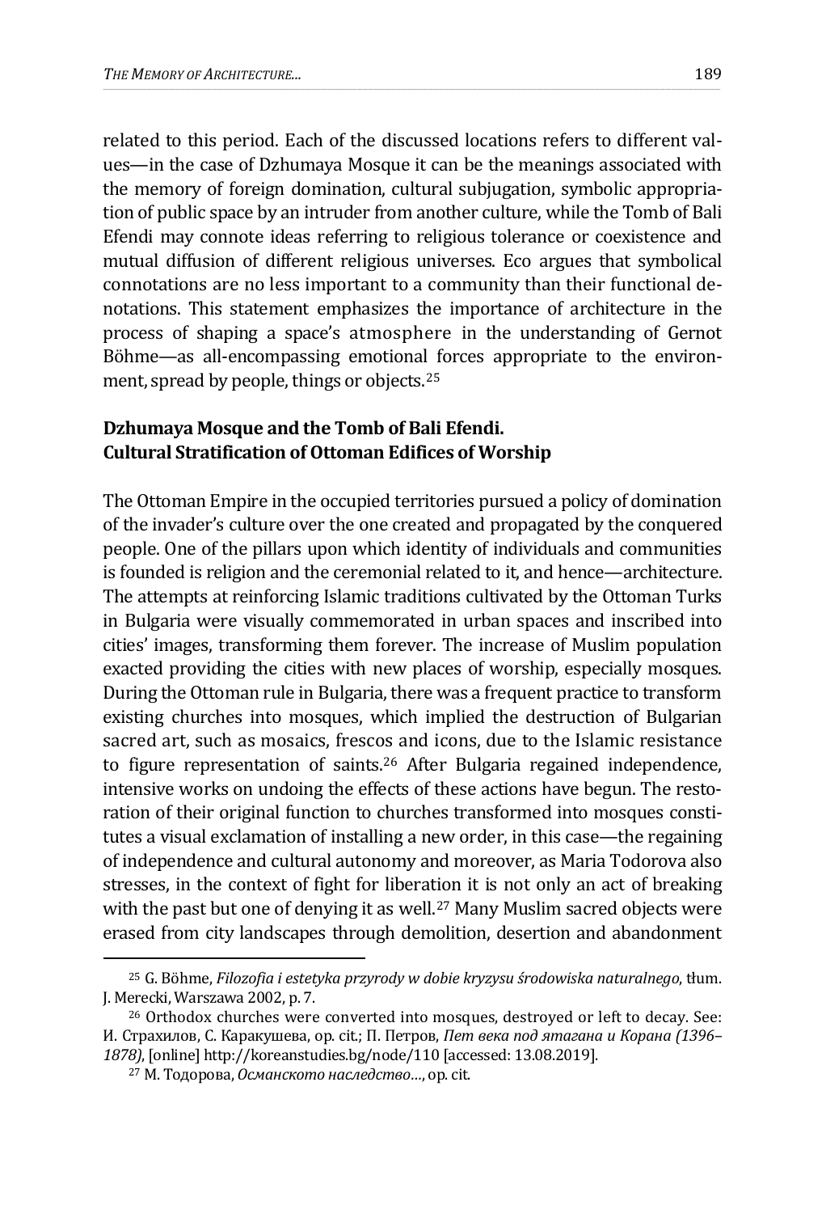related to this period. Each of the discussed locations refers to different values—in the case of Dzhumaya Mosque it can be the meanings associated with the memory of foreign domination, cultural subjugation, symbolic appropriation of public space by an intruder from another culture, while the Tomb of Bali Efendi may connote ideas referring to religious tolerance or coexistence and mutual diffusion of different religious universes. Eco argues that symbolical connotations are no less important to a community than their functional denotations. This statement emphasizes the importance of architecture in the process of shaping a space's atmosphere in the understanding of Gernot Böhme—as all-encompassing emotional forces appropriate to the environment, spread by people, things or objects.[25]

## Dzhumaya Mosque and the Tomb of Bali Efendi. Cultural Stratification of Ottoman Edifices of Worship

The Ottoman Empire in the occupied territories pursued a policy of domination of the invader's culture over the one created and propagated by the conquered people. One of the pillars upon which identity of individuals and communities is founded is religion and the ceremonial related to it, and hence—architecture. The attempts at reinforcing Islamic traditions cultivated by the Ottoman Turks in Bulgaria were visually commemorated in urban spaces and inscribed into cities' images, transforming them forever. The increase of Muslim population exacted providing the cities with new places of worship, especially mosques. During the Ottoman rule in Bulgaria, there was a frequent practice to transform existing churches into mosques, which implied the destruction of Bulgarian sacred art, such as mosaics, frescos and icons, due to the Islamic resistance to figure representation of saints.[26] After Bulgaria regained independence, intensive works on undoing the effects of these actions have begun. The restoration of their original function to churches transformed into mosques constitutes a visual exclamation of installing a new order, in this case—the regaining of independence and cultural autonomy and moreover, as Maria Todorova also stresses, in the context of fight for liberation it is not only an act of breaking with the past but one of denying it as well.[27] Many Muslim sacred objects were erased from city landscapes through demolition, desertion and abandonment

---

[25] G. Böhme, *Filozofia i estetyka przyrody w dobie kryzysu środowiska naturalnego*, tłum. J. Merecki, Warszawa 2002, p. 7.

[26] Orthodox churches were converted into mosques, destroyed or left to decay. See: И. Страхилов, С. Каракушева, op. cit.; П. Петров, *Пет века под ятагана и Корана (1396–1878)*, [online] http://koreanstudies.bg/node/110 [accessed: 13.08.2019].

[27] М. Тодорова, *Османското наследство*..., op. cit.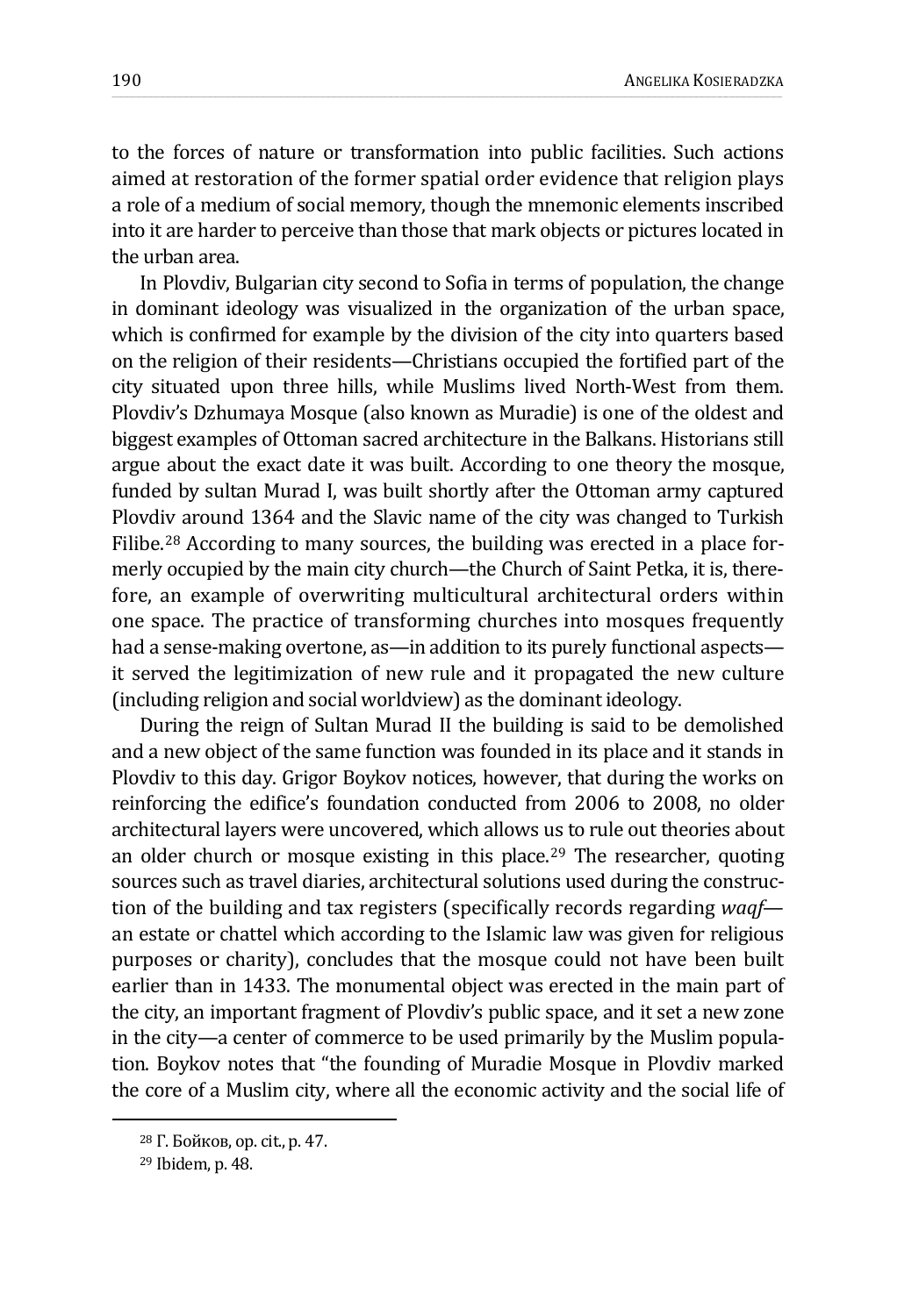to the forces of nature or transformation into public facilities. Such actions aimed at restoration of the former spatial order evidence that religion plays a role of a medium of social memory, though the mnemonic elements inscribed into it are harder to perceive than those that mark objects or pictures located in the urban area.

In Plovdiv, Bulgarian city second to Sofia in terms of population, the change in dominant ideology was visualized in the organization of the urban space, which is confirmed for example by the division of the city into quarters based on the religion of their residents—Christians occupied the fortified part of the city situated upon three hills, while Muslims lived North-West from them. Plovdiv's Dzhumaya Mosque (also known as Muradie) is one of the oldest and biggest examples of Ottoman sacred architecture in the Balkans. Historians still argue about the exact date it was built. According to one theory the mosque, funded by sultan Murad I, was built shortly after the Ottoman army captured Plovdiv around 1364 and the Slavic name of the city was changed to Turkish Filibe.[28] According to many sources, the building was erected in a place formerly occupied by the main city church—the Church of Saint Petka, it is, therefore, an example of overwriting multicultural architectural orders within one space. The practice of transforming churches into mosques frequently had a sense-making overtone, as—in addition to its purely functional aspects—it served the legitimization of new rule and it propagated the new culture (including religion and social worldview) as the dominant ideology.

During the reign of Sultan Murad II the building is said to be demolished and a new object of the same function was founded in its place and it stands in Plovdiv to this day. Grigor Boykov notices, however, that during the works on reinforcing the edifice's foundation conducted from 2006 to 2008, no older architectural layers were uncovered, which allows us to rule out theories about an older church or mosque existing in this place.[29] The researcher, quoting sources such as travel diaries, architectural solutions used during the construction of the building and tax registers (specifically records regarding *waqf*—an estate or chattel which according to the Islamic law was given for religious purposes or charity), concludes that the mosque could not have been built earlier than in 1433. The monumental object was erected in the main part of the city, an important fragment of Plovdiv's public space, and it set a new zone in the city—a center of commerce to be used primarily by the Muslim population. Boykov notes that "the founding of Muradie Mosque in Plovdiv marked the core of a Muslim city, where all the economic activity and the social life of

---

[28] Г. Бойков, op. cit., p. 47.

[29] Ibidem, p. 48.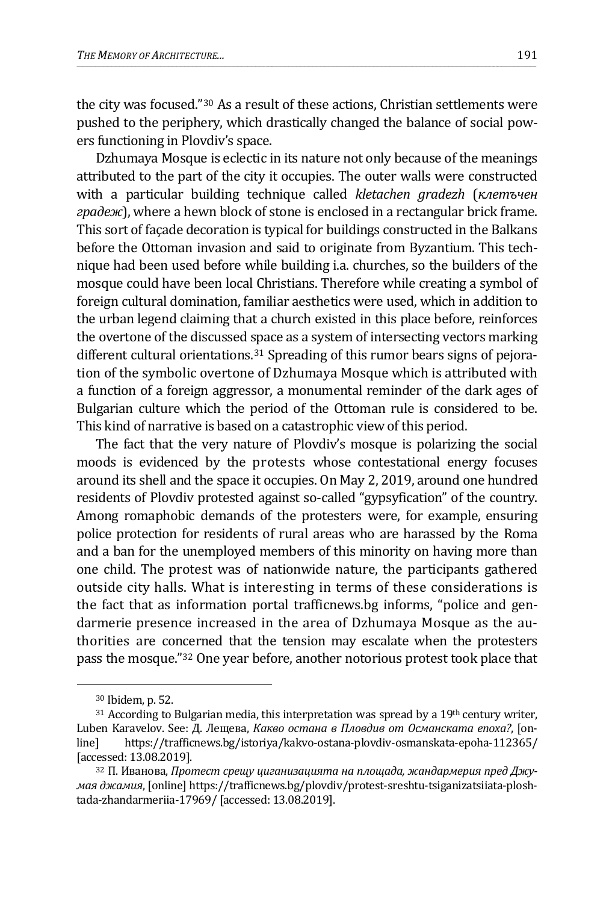the city was focused."[30] As a result of these actions, Christian settlements were pushed to the periphery, which drastically changed the balance of social powers functioning in Plovdiv's space.

Dzhumaya Mosque is eclectic in its nature not only because of the meanings attributed to the part of the city it occupies. The outer walls were constructed with a particular building technique called *kletachen gradezh* (*клетъчен градеж*), where a hewn block of stone is enclosed in a rectangular brick frame. This sort of façade decoration is typical for buildings constructed in the Balkans before the Ottoman invasion and said to originate from Byzantium. This technique had been used before while building i.a. churches, so the builders of the mosque could have been local Christians. Therefore while creating a symbol of foreign cultural domination, familiar aesthetics were used, which in addition to the urban legend claiming that a church existed in this place before, reinforces the overtone of the discussed space as a system of intersecting vectors marking different cultural orientations.[31] Spreading of this rumor bears signs of pejoration of the symbolic overtone of Dzhumaya Mosque which is attributed with a function of a foreign aggressor, a monumental reminder of the dark ages of Bulgarian culture which the period of the Ottoman rule is considered to be. This kind of narrative is based on a catastrophic view of this period.

The fact that the very nature of Plovdiv's mosque is polarizing the social moods is evidenced by the protests whose contestational energy focuses around its shell and the space it occupies. On May 2, 2019, around one hundred residents of Plovdiv protested against so-called "gypsyfication" of the country. Among romaphobic demands of the protesters were, for example, ensuring police protection for residents of rural areas who are harassed by the Roma and a ban for the unemployed members of this minority on having more than one child. The protest was of nationwide nature, the participants gathered outside city halls. What is interesting in terms of these considerations is the fact that as information portal trafficnews.bg informs, "police and gendarmerie presence increased in the area of Dzhumaya Mosque as the authorities are concerned that the tension may escalate when the protesters pass the mosque."[32] One year before, another notorious protest took place that

---

[30] Ibidem, p. 52.

[31] According to Bulgarian media, this interpretation was spread by a 19th century writer, Luben Karavelov. See: Д. Лещева, *Какво остана в Пловдив от Османската епоха?*, [online] https://trafficnews.bg/istoriya/kakvo-ostana-plovdiv-osmanskata-epoha-112365/ [accessed: 13.08.2019].

[32] П. Иванова, *Протест срещу циганизацията на площада, жандармерия пред Джумая джамия*, [online] https://trafficnews.bg/plovdiv/protest-sreshtu-tsiganizatsiiata-ploshtada-zhandarmeriia-17969/ [accessed: 13.08.2019].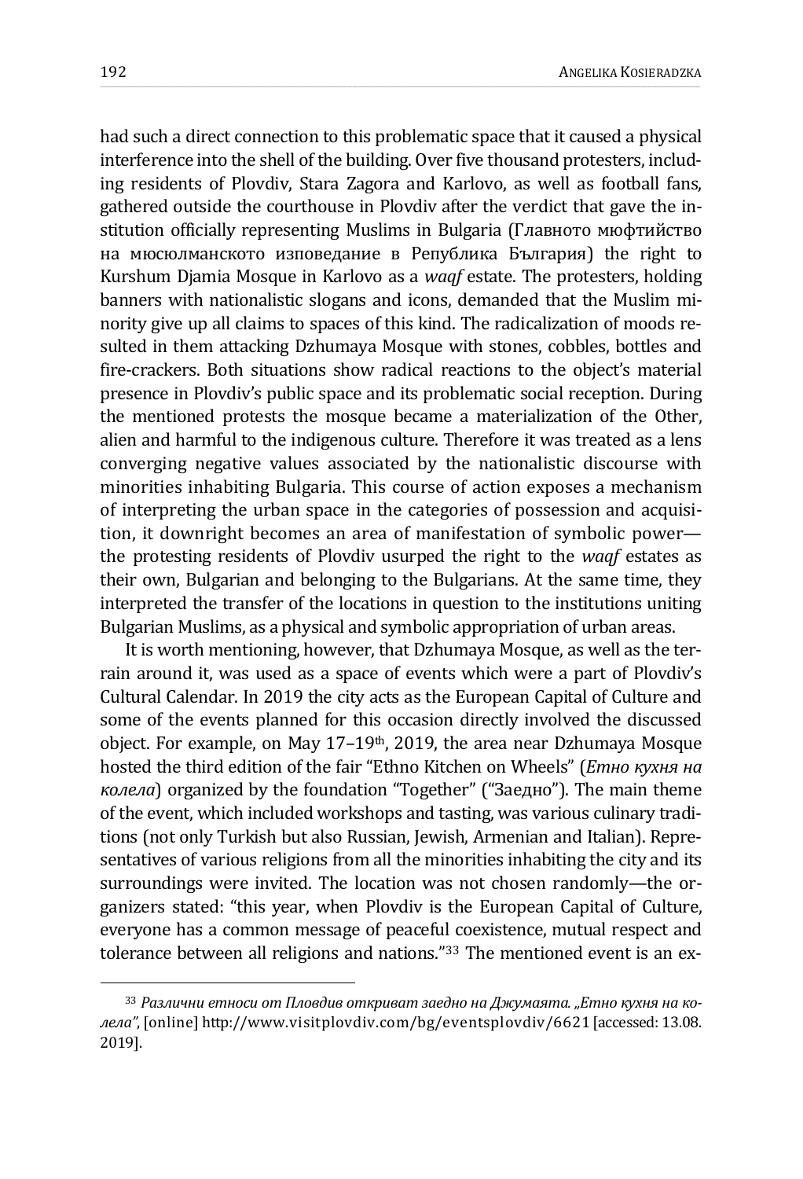had such a direct connection to this problematic space that it caused a physical interference into the shell of the building. Over five thousand protesters, including residents of Plovdiv, Stara Zagora and Karlovo, as well as football fans, gathered outside the courthouse in Plovdiv after the verdict that gave the institution officially representing Muslims in Bulgaria (Главното мюфтийство на мюсюлманското изповедание в Република България) the right to Kurshum Djamia Mosque in Karlovo as a *waqf* estate. The protesters, holding banners with nationalistic slogans and icons, demanded that the Muslim minority give up all claims to spaces of this kind. The radicalization of moods resulted in them attacking Dzhumaya Mosque with stones, cobbles, bottles and fire-crackers. Both situations show radical reactions to the object's material presence in Plovdiv's public space and its problematic social reception. During the mentioned protests the mosque became a materialization of the Other, alien and harmful to the indigenous culture. Therefore it was treated as a lens converging negative values associated by the nationalistic discourse with minorities inhabiting Bulgaria. This course of action exposes a mechanism of interpreting the urban space in the categories of possession and acquisition, it downright becomes an area of manifestation of symbolic power—the protesting residents of Plovdiv usurped the right to the *waqf* estates as their own, Bulgarian and belonging to the Bulgarians. At the same time, they interpreted the transfer of the locations in question to the institutions uniting Bulgarian Muslims, as a physical and symbolic appropriation of urban areas.

It is worth mentioning, however, that Dzhumaya Mosque, as well as the terrain around it, was used as a space of events which were a part of Plovdiv's Cultural Calendar. In 2019 the city acts as the European Capital of Culture and some of the events planned for this occasion directly involved the discussed object. For example, on May 17–19th, 2019, the area near Dzhumaya Mosque hosted the third edition of the fair "Ethno Kitchen on Wheels" (*Етно кухня на колела*) organized by the foundation "Together" ("Заедно"). The main theme of the event, which included workshops and tasting, was various culinary traditions (not only Turkish but also Russian, Jewish, Armenian and Italian). Representatives of various religions from all the minorities inhabiting the city and its surroundings were invited. The location was not chosen randomly—the organizers stated: "this year, when Plovdiv is the European Capital of Culture, everyone has a common message of peaceful coexistence, mutual respect and tolerance between all religions and nations."[33] The mentioned event is an ex-

---

[33] *Различни етноси от Пловдив откриват заедно на Джумаята. „Етно кухня на колела"*, [online] http://www.visitplovdiv.com/bg/eventsplovdiv/6621 [accessed: 13.08.2019].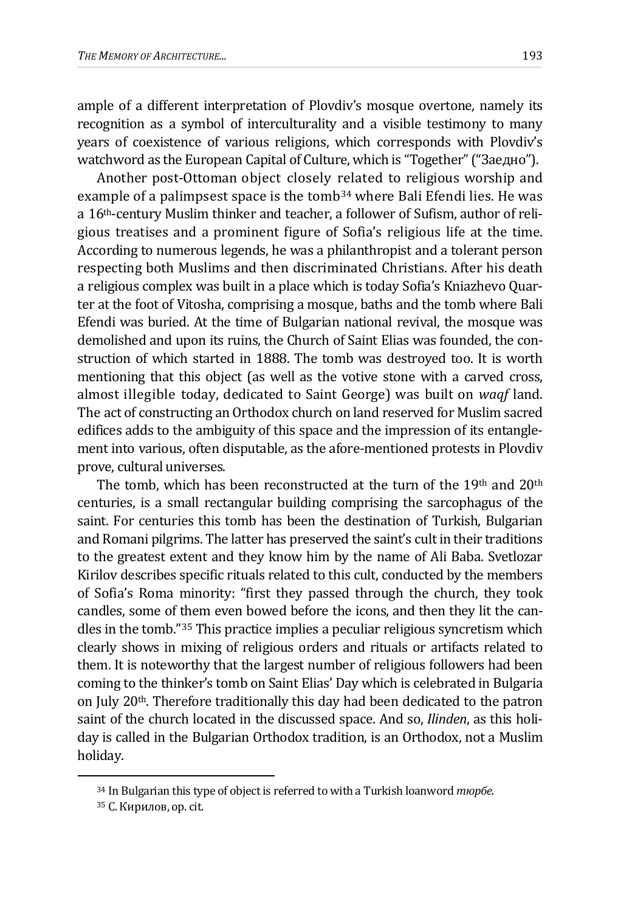ample of a different interpretation of Plovdiv's mosque overtone, namely its recognition as a symbol of interculturality and a visible testimony to many years of coexistence of various religions, which corresponds with Plovdiv's watchword as the European Capital of Culture, which is "Together" ("Заедно").

Another post-Ottoman object closely related to religious worship and example of a palimpsest space is the tomb[34] where Bali Efendi lies. He was a 16th-century Muslim thinker and teacher, a follower of Sufism, author of religious treatises and a prominent figure of Sofia's religious life at the time. According to numerous legends, he was a philanthropist and a tolerant person respecting both Muslims and then discriminated Christians. After his death a religious complex was built in a place which is today Sofia's Kniazhevo Quarter at the foot of Vitosha, comprising a mosque, baths and the tomb where Bali Efendi was buried. At the time of Bulgarian national revival, the mosque was demolished and upon its ruins, the Church of Saint Elias was founded, the construction of which started in 1888. The tomb was destroyed too. It is worth mentioning that this object (as well as the votive stone with a carved cross, almost illegible today, dedicated to Saint George) was built on *waqf* land. The act of constructing an Orthodox church on land reserved for Muslim sacred edifices adds to the ambiguity of this space and the impression of its entanglement into various, often disputable, as the afore-mentioned protests in Plovdiv prove, cultural universes.

The tomb, which has been reconstructed at the turn of the 19th and 20th centuries, is a small rectangular building comprising the sarcophagus of the saint. For centuries this tomb has been the destination of Turkish, Bulgarian and Romani pilgrims. The latter has preserved the saint's cult in their traditions to the greatest extent and they know him by the name of Ali Baba. Svetlozar Kirilov describes specific rituals related to this cult, conducted by the members of Sofia's Roma minority: "first they passed through the church, they took candles, some of them even bowed before the icons, and then they lit the candles in the tomb."[35] This practice implies a peculiar religious syncretism which clearly shows in mixing of religious orders and rituals or artifacts related to them. It is noteworthy that the largest number of religious followers had been coming to the thinker's tomb on Saint Elias' Day which is celebrated in Bulgaria on July 20th. Therefore traditionally this day had been dedicated to the patron saint of the church located in the discussed space. And so, *Ilinden*, as this holiday is called in the Bulgarian Orthodox tradition, is an Orthodox, not a Muslim holiday.

---

[34] In Bulgarian this type of object is referred to with a Turkish loanword *тюрбе*.

[35] С. Кирилов, op. cit.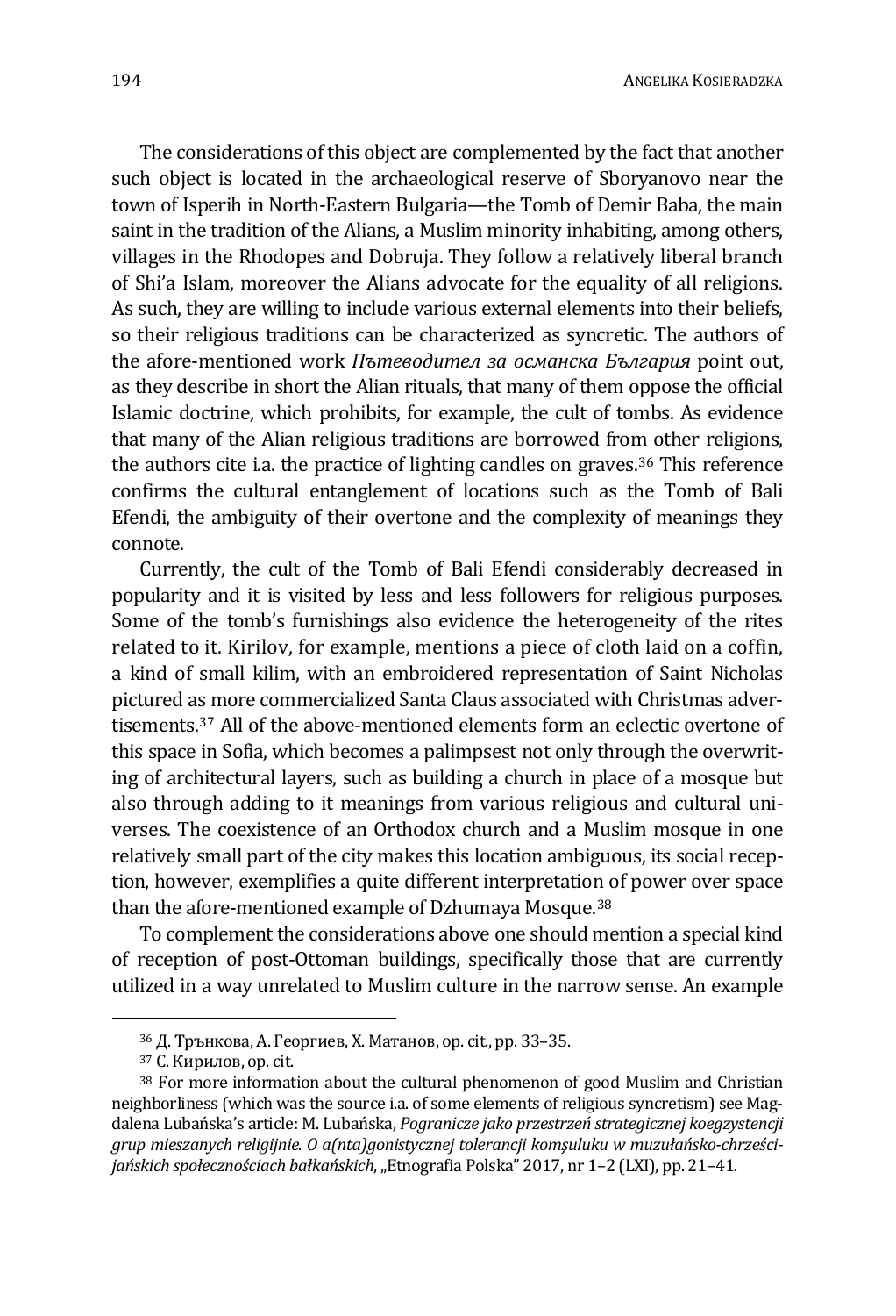The considerations of this object are complemented by the fact that another such object is located in the archaeological reserve of Sboryanovo near the town of Isperih in North-Eastern Bulgaria—the Tomb of Demir Baba, the main saint in the tradition of the Alians, a Muslim minority inhabiting, among others, villages in the Rhodopes and Dobruja. They follow a relatively liberal branch of Shi'a Islam, moreover the Alians advocate for the equality of all religions. As such, they are willing to include various external elements into their beliefs, so their religious traditions can be characterized as syncretic. The authors of the afore-mentioned work *Пътеводител за османска България* point out, as they describe in short the Alian rituals, that many of them oppose the official Islamic doctrine, which prohibits, for example, the cult of tombs. As evidence that many of the Alian religious traditions are borrowed from other religions, the authors cite i.a. the practice of lighting candles on graves.[36] This reference confirms the cultural entanglement of locations such as the Tomb of Bali Efendi, the ambiguity of their overtone and the complexity of meanings they connote.

Currently, the cult of the Tomb of Bali Efendi considerably decreased in popularity and it is visited by less and less followers for religious purposes. Some of the tomb's furnishings also evidence the heterogeneity of the rites related to it. Kirilov, for example, mentions a piece of cloth laid on a coffin, a kind of small kilim, with an embroidered representation of Saint Nicholas pictured as more commercialized Santa Claus associated with Christmas advertisements.[37] All of the above-mentioned elements form an eclectic overtone of this space in Sofia, which becomes a palimpsest not only through the overwriting of architectural layers, such as building a church in place of a mosque but also through adding to it meanings from various religious and cultural universes. The coexistence of an Orthodox church and a Muslim mosque in one relatively small part of the city makes this location ambiguous, its social reception, however, exemplifies a quite different interpretation of power over space than the afore-mentioned example of Dzhumaya Mosque.[38]

To complement the considerations above one should mention a special kind of reception of post-Ottoman buildings, specifically those that are currently utilized in a way unrelated to Muslim culture in the narrow sense. An example

---

[36] Д. Трънкова, А. Георгиев, Х. Матанов, op. cit., pp. 33–35.

[37] С. Кирилов, op. cit.

[38] For more information about the cultural phenomenon of good Muslim and Christian neighborliness (which was the source i.a. of some elements of religious syncretism) see Magdalena Lubańska's article: M. Lubańska, *Pogranicze jako przestrzeń strategicznej koegzystencji grup mieszanych religijnie. O a(nta)gonistycznej tolerancji komșuluku w muzułańsko-chrześcijańskich społecznościach bałkańskich*, „Etnografia Polska" 2017, nr 1–2 (LXI), pp. 21–41.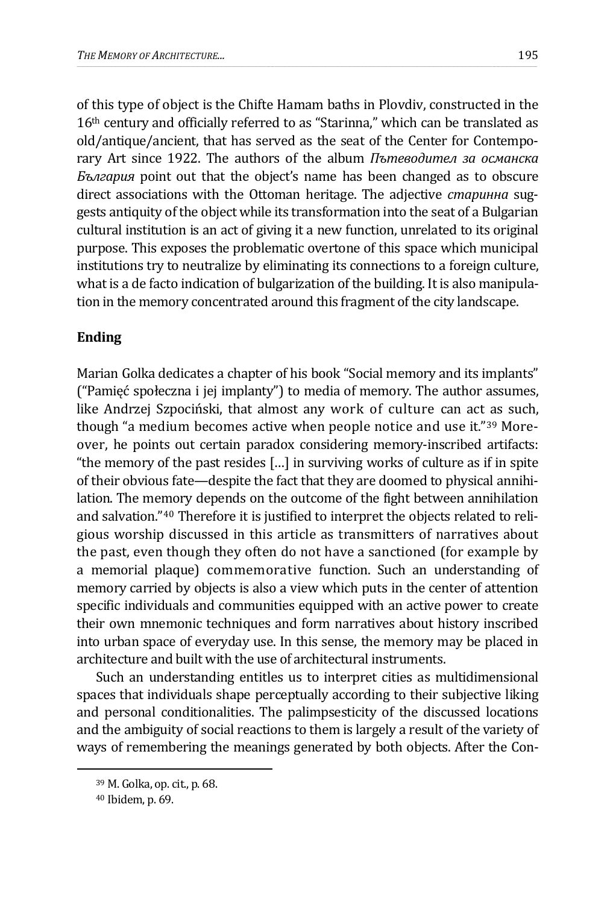of this type of object is the Chifte Hamam baths in Plovdiv, constructed in the 16th century and officially referred to as "Starinna," which can be translated as old/antique/ancient, that has served as the seat of the Center for Contemporary Art since 1922. The authors of the album *Пътеводител за османска България* point out that the object's name has been changed as to obscure direct associations with the Ottoman heritage. The adjective *старинна* suggests antiquity of the object while its transformation into the seat of a Bulgarian cultural institution is an act of giving it a new function, unrelated to its original purpose. This exposes the problematic overtone of this space which municipal institutions try to neutralize by eliminating its connections to a foreign culture, what is a de facto indication of bulgarization of the building. It is also manipulation in the memory concentrated around this fragment of the city landscape.

## Ending

Marian Golka dedicates a chapter of his book "Social memory and its implants" ("Pamięć społeczna i jej implanty") to media of memory. The author assumes, like Andrzej Szpociński, that almost any work of culture can act as such, though "a medium becomes active when people notice and use it."[39] Moreover, he points out certain paradox considering memory-inscribed artifacts: "the memory of the past resides […] in surviving works of culture as if in spite of their obvious fate—despite the fact that they are doomed to physical annihilation. The memory depends on the outcome of the fight between annihilation and salvation."[40] Therefore it is justified to interpret the objects related to religious worship discussed in this article as transmitters of narratives about the past, even though they often do not have a sanctioned (for example by a memorial plaque) commemorative function. Such an understanding of memory carried by objects is also a view which puts in the center of attention specific individuals and communities equipped with an active power to create their own mnemonic techniques and form narratives about history inscribed into urban space of everyday use. In this sense, the memory may be placed in architecture and built with the use of architectural instruments.

Such an understanding entitles us to interpret cities as multidimensional spaces that individuals shape perceptually according to their subjective liking and personal conditionalities. The palimpsesticity of the discussed locations and the ambiguity of social reactions to them is largely a result of the variety of ways of remembering the meanings generated by both objects. After the Con-

---

[39] M. Golka, op. cit., p. 68.

[40] Ibidem, p. 69.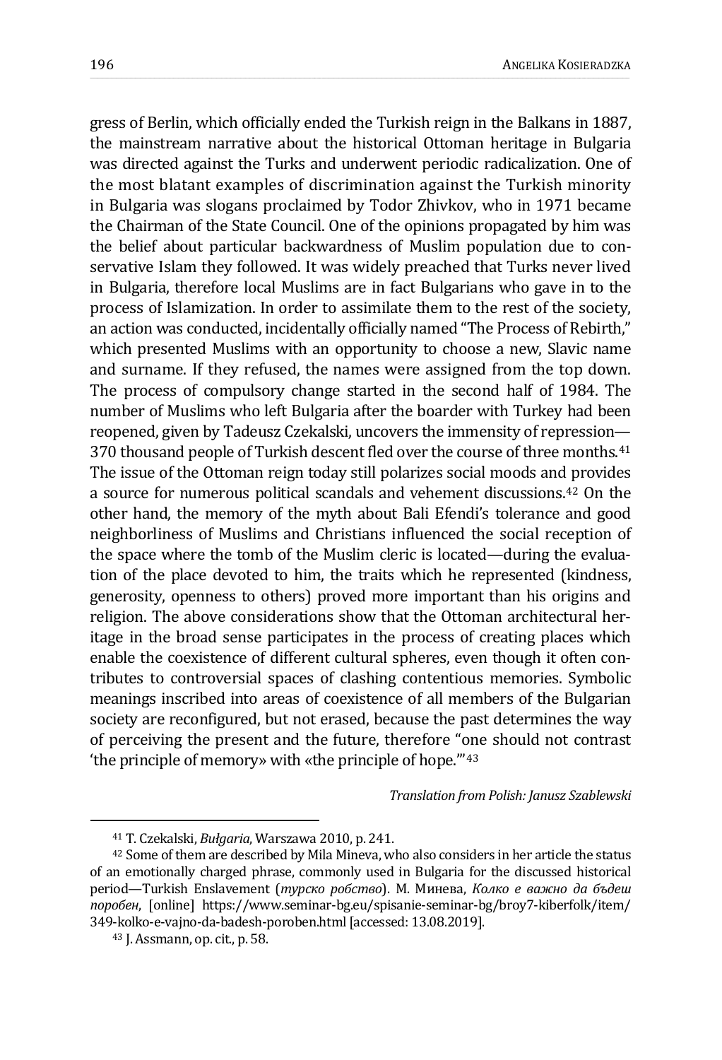gress of Berlin, which officially ended the Turkish reign in the Balkans in 1887, the mainstream narrative about the historical Ottoman heritage in Bulgaria was directed against the Turks and underwent periodic radicalization. One of the most blatant examples of discrimination against the Turkish minority in Bulgaria was slogans proclaimed by Todor Zhivkov, who in 1971 became the Chairman of the State Council. One of the opinions propagated by him was the belief about particular backwardness of Muslim population due to conservative Islam they followed. It was widely preached that Turks never lived in Bulgaria, therefore local Muslims are in fact Bulgarians who gave in to the process of Islamization. In order to assimilate them to the rest of the society, an action was conducted, incidentally officially named "The Process of Rebirth," which presented Muslims with an opportunity to choose a new, Slavic name and surname. If they refused, the names were assigned from the top down. The process of compulsory change started in the second half of 1984. The number of Muslims who left Bulgaria after the boarder with Turkey had been reopened, given by Tadeusz Czekalski, uncovers the immensity of repression—370 thousand people of Turkish descent fled over the course of three months.[41] The issue of the Ottoman reign today still polarizes social moods and provides a source for numerous political scandals and vehement discussions.[42] On the other hand, the memory of the myth about Bali Efendi's tolerance and good neighborliness of Muslims and Christians influenced the social reception of the space where the tomb of the Muslim cleric is located—during the evaluation of the place devoted to him, the traits which he represented (kindness, generosity, openness to others) proved more important than his origins and religion. The above considerations show that the Ottoman architectural heritage in the broad sense participates in the process of creating places which enable the coexistence of different cultural spheres, even though it often contributes to controversial spaces of clashing contentious memories. Symbolic meanings inscribed into areas of coexistence of all members of the Bulgarian society are reconfigured, but not erased, because the past determines the way of perceiving the present and the future, therefore "one should not contrast 'the principle of memory» with «the principle of hope.'"[43]

*Translation from Polish: Janusz Szablewski*

---

[41] T. Czekalski, *Bułgaria*, Warszawa 2010, p. 241.

[42] Some of them are described by Mila Mineva, who also considers in her article the status of an emotionally charged phrase, commonly used in Bulgaria for the discussed historical period—Turkish Enslavement (*турско робство*). М. Минева, *Колко е важно да бъдеш поробен*, [online] https://www.seminar-bg.eu/spisanie-seminar-bg/broy7-kiberfolk/item/349-kolko-e-vajno-da-badesh-poroben.html [accessed: 13.08.2019].

[43] J. Assmann, op. cit., p. 58.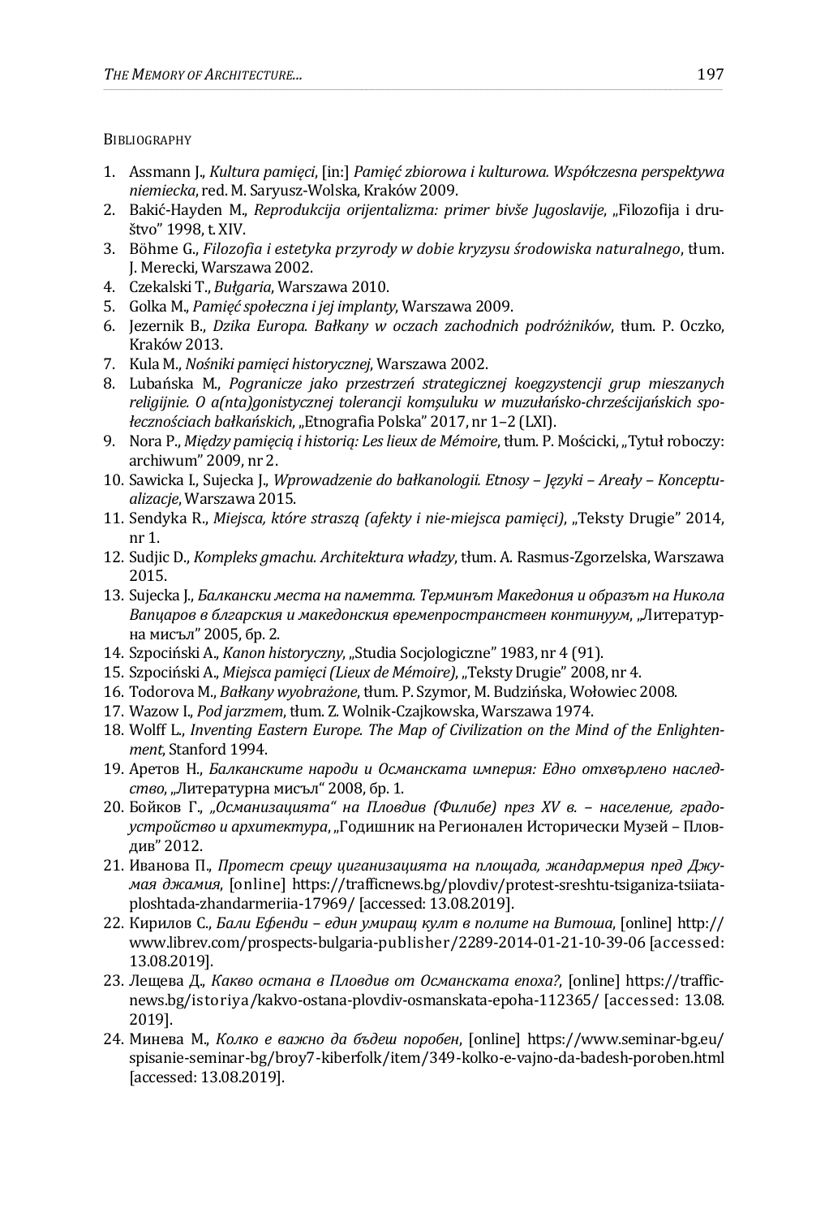## Bibliography

1. Assmann J., *Kultura pamięci*, [in:] *Pamięć zbiorowa i kulturowa. Współczesna perspektywa niemiecka*, red. M. Saryusz-Wolska, Kraków 2009.
2. Bakić-Hayden M., *Reprodukcija orijentalizma: primer bivše Jugoslavije*, „Filozofija i društvo" 1998, t. XIV.
3. Böhme G., *Filozofia i estetyka przyrody w dobie kryzysu środowiska naturalnego*, tłum. J. Merecki, Warszawa 2002.
4. Czekalski T., *Bułgaria*, Warszawa 2010.
5. Golka M., *Pamięć społeczna i jej implanty*, Warszawa 2009.
6. Jezernik B., *Dzika Europa. Bałkany w oczach zachodnich podróżników*, tłum. P. Oczko, Kraków 2013.
7. Kula M., *Nośniki pamięci historycznej*, Warszawa 2002.
8. Lubańska M., *Pogranicze jako przestrzeń strategicznej koegzystencji grup mieszanych religijnie. O a(nta)gonistycznej tolerancji komşuluku w muzułańsko-chrześcijańskich społecznościach bałkańskich*, „Etnografia Polska" 2017, nr 1–2 (LXI).
9. Nora P., *Między pamięcią i historią: Les lieux de Mémoire*, tłum. P. Mościcki, „Tytuł roboczy: archiwum" 2009, nr 2.
10. Sawicka I., Sujecka J., *Wprowadzenie do bałkanologii. Etnosy – Języki – Areały – Konceptualizacje*, Warszawa 2015.
11. Sendyka R., *Miejsca, które straszą (afekty i nie-miejsca pamięci)*, „Teksty Drugie" 2014, nr 1.
12. Sudjic D., *Kompleks gmachu. Architektura władzy*, tłum. A. Rasmus-Zgorzelska, Warszawa 2015.
13. Sujecka J., *Балкански места на паметта. Терминът Македония и образът на Никола Вапцаров в блгарския и македонския времепространствен континуум*, „Литературна мисъл" 2005, бр. 2.
14. Szpociński A., *Kanon historyczny*, „Studia Socjologiczne" 1983, nr 4 (91).
15. Szpociński A., *Miejsca pamięci (Lieux de Mémoire)*, „Teksty Drugie" 2008, nr 4.
16. Todorova M., *Bałkany wyobrażone*, tłum. P. Szymor, M. Budzińska, Wołowiec 2008.
17. Wazow I., *Pod jarzmem*, tłum. Z. Wolnik-Czajkowska, Warszawa 1974.
18. Wolff L., *Inventing Eastern Europe. The Map of Civilization on the Mind of the Enlightenment*, Stanford 1994.
19. Аретов Н., *Балканските народи и Османската империя: Едно отхвърлено наследство*, „Литературна мисъл" 2008, бр. 1.
20. Бойков Г., *„Османизацията" на Пловдив (Филибе) през XV в. – население, градоустройство и архитектура*, „Годишник на Регионален Исторически Музей – Пловдив" 2012.
21. Иванова П., *Протест срещу циганизацията на площада, жандармерия пред Джумая джамия*, [online] https://trafficnews.bg/plovdiv/protest-sreshtu-tsiganiza-tsiiata-ploshtada-zhandarmeriia-17969/ [accessed: 13.08.2019].
22. Кирилов С., *Бали Ефенди – един умиращ култ в полите на Витоша*, [online] http://www.librev.com/prospects-bulgaria-publisher/2289-2014-01-21-10-39-06 [accessed: 13.08.2019].
23. Лещева Д., *Какво остана в Пловдив от Османската епоха?*, [online] https://trafficnews.bg/istoriya/kakvo-ostana-plovdiv-osmanskata-epoha-112365/ [accessed: 13.08. 2019].
24. Минева М., *Колко е важно да бъдеш поробен*, [online] https://www.seminar-bg.eu/spisanie-seminar-bg/broy7-kiberfolk/item/349-kolko-e-vajno-da-badesh-poroben.html [accessed: 13.08.2019].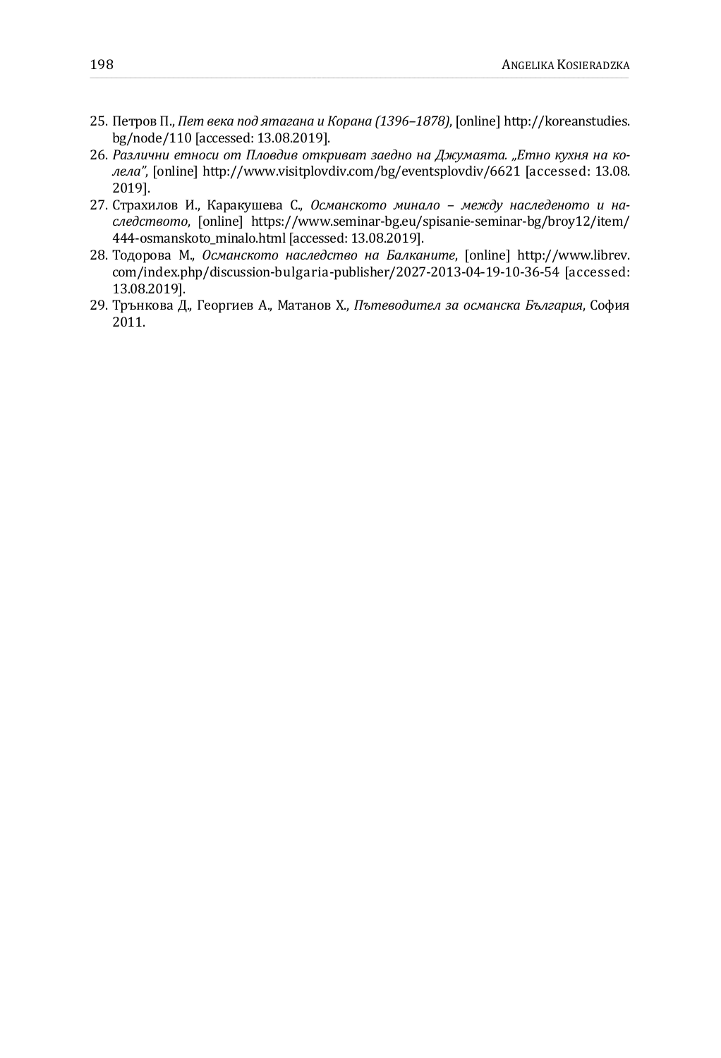25. Петров П., *Пет века под ятагана и Корана (1396–1878)*, [online] http://koreanstudies.bg/node/110 [accessed: 13.08.2019].
26. *Различни етноси от Пловдив откриват заедно на Джумаята. „Етно кухня на колела"*, [online] http://www.visitplovdiv.com/bg/eventsplovdiv/6621 [accessed: 13.08.2019].
27. Страхилов И., Каракушева С., *Османското минало – между наследеното и наследството*, [online] https://www.seminar-bg.eu/spisanie-seminar-bg/broy12/item/444-osmanskoto_minalo.html [accessed: 13.08.2019].
28. Тодорова М., *Османското наследство на Балканите*, [online] http://www.librev.com/index.php/discussion-bulgaria-publisher/2027-2013-04-19-10-36-54 [accessed: 13.08.2019].
29. Трънкова Д., Георгиев А., Матанов Х., *Пътеводител за османска България*, София 2011.